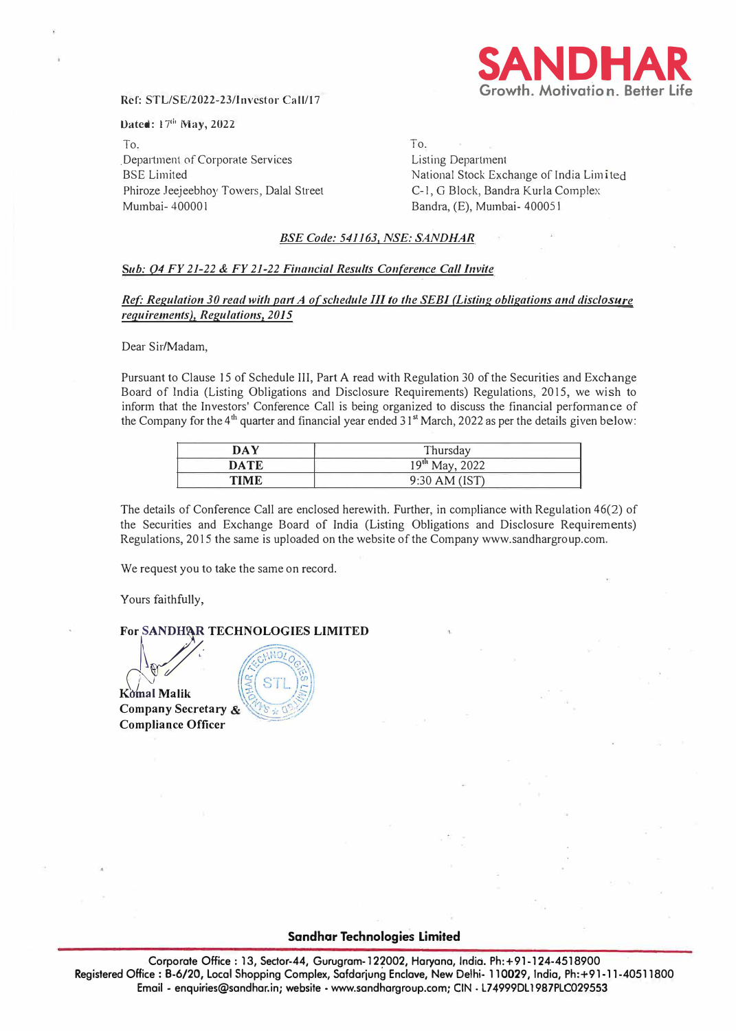**SANDHAR**
Growth. Motivation. Better Life

Ref: STL/SE/2022-23/Investor Call/17

Dated: 17th May, 2022

To,
Department of Corporate Services
BSE Limited
Phiroze Jeejeebhoy Towers, Dalal Street
Mumbai- 400001

To,
Listing Department
National Stock Exchange of India Limited
C-1, G Block, Bandra Kurla Complex
Bandra, (E), Mumbai- 400051

*BSE Code: 541163, NSE: SANDHAR*

*Sub: Q4 FY 21-22 & FY 21-22 Financial Results Conference Call Invite*

*Ref: Regulation 30 read with part A of schedule III to the SEBI (Listing obligations and disclosure requirements), Regulations, 2015*

Dear Sir/Madam,

Pursuant to Clause 15 of Schedule III, Part A read with Regulation 30 of the Securities and Exchange Board of India (Listing Obligations and Disclosure Requirements) Regulations, 2015, we wish to inform that the Investors' Conference Call is being organized to discuss the financial performance of the Company for the 4th quarter and financial year ended 31st March, 2022 as per the details given below:

| | |
|---|---|
| **DAY** | Thursday |
| **DATE** | 19th May, 2022 |
| **TIME** | 9:30 AM (IST) |

The details of Conference Call are enclosed herewith. Further, in compliance with Regulation 46(2) of the Securities and Exchange Board of India (Listing Obligations and Disclosure Requirements) Regulations, 2015 the same is uploaded on the website of the Company www.sandhargroup.com.

We request you to take the same on record.

Yours faithfully,

**For SANDHAR TECHNOLOGIES LIMITED**

**Komal Malik**
**Company Secretary & Compliance Officer**

**Sandhar Technologies Limited**

Corporate Office : 13, Sector-44, Gurugram-122002, Haryana, India. Ph:+91-124-4518900
Registered Office : B-6/20, Local Shopping Complex, Safdarjung Enclave, New Delhi- 110029, India, Ph:+91-11-40511800
Email - enquiries@sandhar.in; website - www.sandhargroup.com; CIN - L74999DL1987PLC029553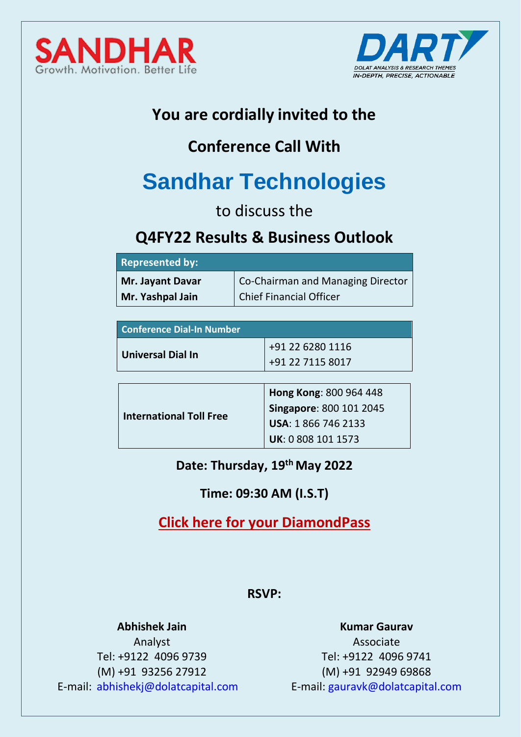SANDHAR
Growth. Motivation. Better Life

DART
DOLAT ANALYSIS & RESEARCH THEMES
IN-DEPTH, PRECISE, ACTIONABLE

**You are cordially invited to the**

**Conference Call With**

# Sandhar Technologies

to discuss the

## Q4FY22 Results & Business Outlook

| Represented by: | |
|---|---|
| **Mr. Jayant Davar** | Co-Chairman and Managing Director |
| **Mr. Yashpal Jain** | Chief Financial Officer |

| Conference Dial-In Number | |
|---|---|
| **Universal Dial In** | +91 22 6280 1116<br>+91 22 7115 8017 |

| | |
|---|---|
| **International Toll Free** | **Hong Kong**: 800 964 448<br>**Singapore**: 800 101 2045<br>**USA**: 1 866 746 2133<br>**UK**: 0 808 101 1573 |

**Date: Thursday, 19th May 2022**

**Time: 09:30 AM (I.S.T)**

**Click here for your DiamondPass**

**RSVP:**

**Abhishek Jain**
Analyst
Tel: +9122 4096 9739
(M) +91 93256 27912
E-mail: abhishekj@dolatcapital.com

**Kumar Gaurav**
Associate
Tel: +9122 4096 9741
(M) +91 92949 69868
E-mail: gauravk@dolatcapital.com